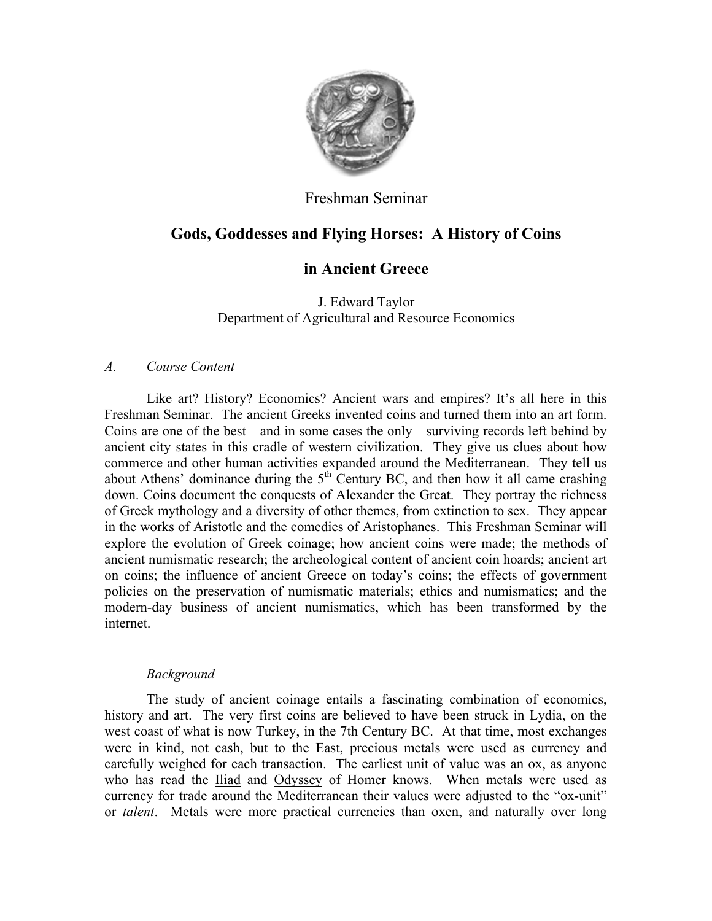Freshman Seminar

# Gods, Goddesses and Flying Horses: A History of Coins in Ancient Greece

J. Edward Taylor
Department of Agricultural and Resource Economics

## *A. Course Content*

Like art? History? Economics? Ancient wars and empires? It's all here in this Freshman Seminar. The ancient Greeks invented coins and turned them into an art form. Coins are one of the best—and in some cases the only—surviving records left behind by ancient city states in this cradle of western civilization. They give us clues about how commerce and other human activities expanded around the Mediterranean. They tell us about Athens' dominance during the 5th Century BC, and then how it all came crashing down. Coins document the conquests of Alexander the Great. They portray the richness of Greek mythology and a diversity of other themes, from extinction to sex. They appear in the works of Aristotle and the comedies of Aristophanes. This Freshman Seminar will explore the evolution of Greek coinage; how ancient coins were made; the methods of ancient numismatic research; the archeological content of ancient coin hoards; ancient art on coins; the influence of ancient Greece on today's coins; the effects of government policies on the preservation of numismatic materials; ethics and numismatics; and the modern-day business of ancient numismatics, which has been transformed by the internet.

### *Background*

The study of ancient coinage entails a fascinating combination of economics, history and art. The very first coins are believed to have been struck in Lydia, on the west coast of what is now Turkey, in the 7th Century BC. At that time, most exchanges were in kind, not cash, but to the East, precious metals were used as currency and carefully weighed for each transaction. The earliest unit of value was an ox, as anyone who has read the Iliad and Odyssey of Homer knows. When metals were used as currency for trade around the Mediterranean their values were adjusted to the "ox-unit" or *talent*. Metals were more practical currencies than oxen, and naturally over long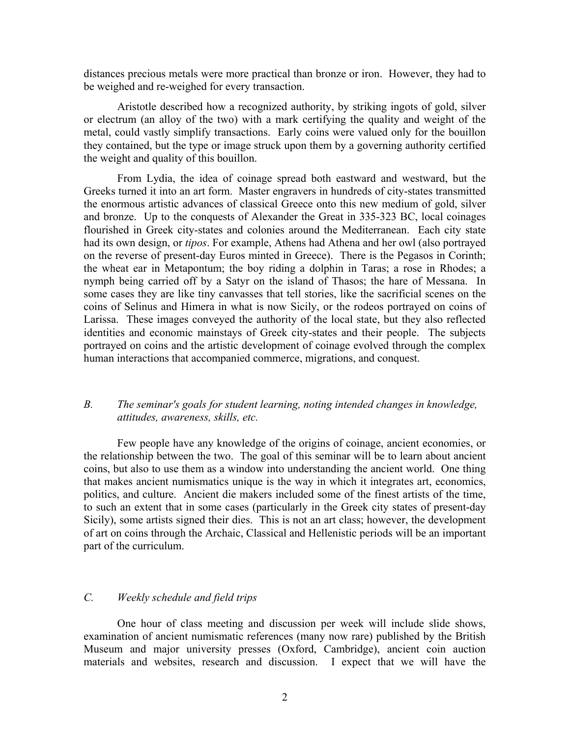distances precious metals were more practical than bronze or iron. However, they had to be weighed and re-weighed for every transaction.

Aristotle described how a recognized authority, by striking ingots of gold, silver or electrum (an alloy of the two) with a mark certifying the quality and weight of the metal, could vastly simplify transactions. Early coins were valued only for the bouillon they contained, but the type or image struck upon them by a governing authority certified the weight and quality of this bouillon.

From Lydia, the idea of coinage spread both eastward and westward, but the Greeks turned it into an art form. Master engravers in hundreds of city-states transmitted the enormous artistic advances of classical Greece onto this new medium of gold, silver and bronze. Up to the conquests of Alexander the Great in 335-323 BC, local coinages flourished in Greek city-states and colonies around the Mediterranean. Each city state had its own design, or *tipos*. For example, Athens had Athena and her owl (also portrayed on the reverse of present-day Euros minted in Greece). There is the Pegasos in Corinth; the wheat ear in Metapontum; the boy riding a dolphin in Taras; a rose in Rhodes; a nymph being carried off by a Satyr on the island of Thasos; the hare of Messana. In some cases they are like tiny canvasses that tell stories, like the sacrificial scenes on the coins of Selinus and Himera in what is now Sicily, or the rodeos portrayed on coins of Larissa. These images conveyed the authority of the local state, but they also reflected identities and economic mainstays of Greek city-states and their people. The subjects portrayed on coins and the artistic development of coinage evolved through the complex human interactions that accompanied commerce, migrations, and conquest.

### *B. The seminar's goals for student learning, noting intended changes in knowledge, attitudes, awareness, skills, etc.*

Few people have any knowledge of the origins of coinage, ancient economies, or the relationship between the two. The goal of this seminar will be to learn about ancient coins, but also to use them as a window into understanding the ancient world. One thing that makes ancient numismatics unique is the way in which it integrates art, economics, politics, and culture. Ancient die makers included some of the finest artists of the time, to such an extent that in some cases (particularly in the Greek city states of present-day Sicily), some artists signed their dies. This is not an art class; however, the development of art on coins through the Archaic, Classical and Hellenistic periods will be an important part of the curriculum.

### *C. Weekly schedule and field trips*

One hour of class meeting and discussion per week will include slide shows, examination of ancient numismatic references (many now rare) published by the British Museum and major university presses (Oxford, Cambridge), ancient coin auction materials and websites, research and discussion. I expect that we will have the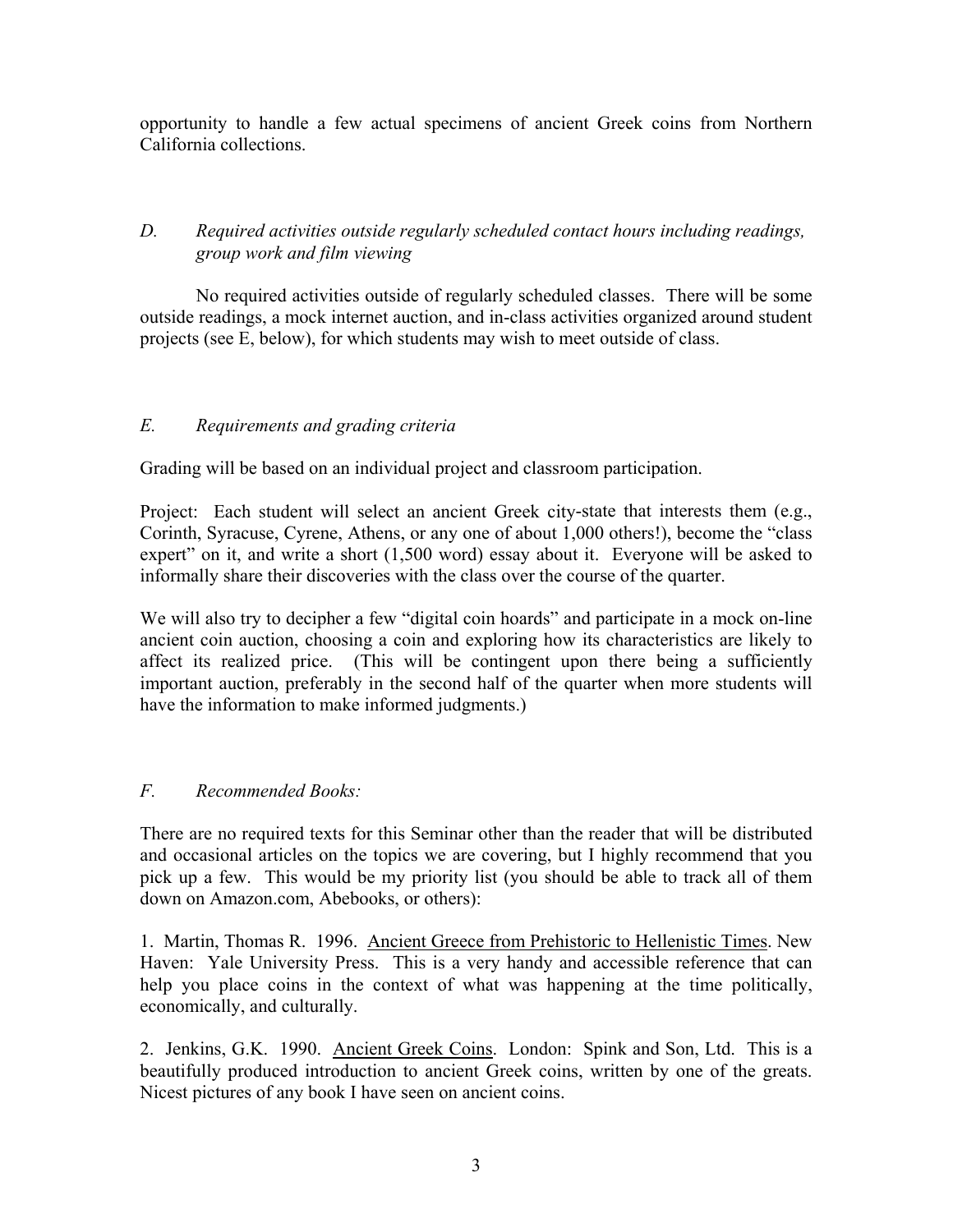opportunity to handle a few actual specimens of ancient Greek coins from Northern California collections.

### *D. Required activities outside regularly scheduled contact hours including readings, group work and film viewing*

No required activities outside of regularly scheduled classes. There will be some outside readings, a mock internet auction, and in-class activities organized around student projects (see E, below), for which students may wish to meet outside of class.

### *E. Requirements and grading criteria*

Grading will be based on an individual project and classroom participation.

Project: Each student will select an ancient Greek city-state that interests them (e.g., Corinth, Syracuse, Cyrene, Athens, or any one of about 1,000 others!), become the "class expert" on it, and write a short (1,500 word) essay about it. Everyone will be asked to informally share their discoveries with the class over the course of the quarter.

We will also try to decipher a few "digital coin hoards" and participate in a mock on-line ancient coin auction, choosing a coin and exploring how its characteristics are likely to affect its realized price. (This will be contingent upon there being a sufficiently important auction, preferably in the second half of the quarter when more students will have the information to make informed judgments.)

### *F. Recommended Books:*

There are no required texts for this Seminar other than the reader that will be distributed and occasional articles on the topics we are covering, but I highly recommend that you pick up a few. This would be my priority list (you should be able to track all of them down on Amazon.com, Abebooks, or others):

1. Martin, Thomas R. 1996. <u>Ancient Greece from Prehistoric to Hellenistic Times</u>. New Haven: Yale University Press. This is a very handy and accessible reference that can help you place coins in the context of what was happening at the time politically, economically, and culturally.

2. Jenkins, G.K. 1990. <u>Ancient Greek Coins</u>. London: Spink and Son, Ltd. This is a beautifully produced introduction to ancient Greek coins, written by one of the greats. Nicest pictures of any book I have seen on ancient coins.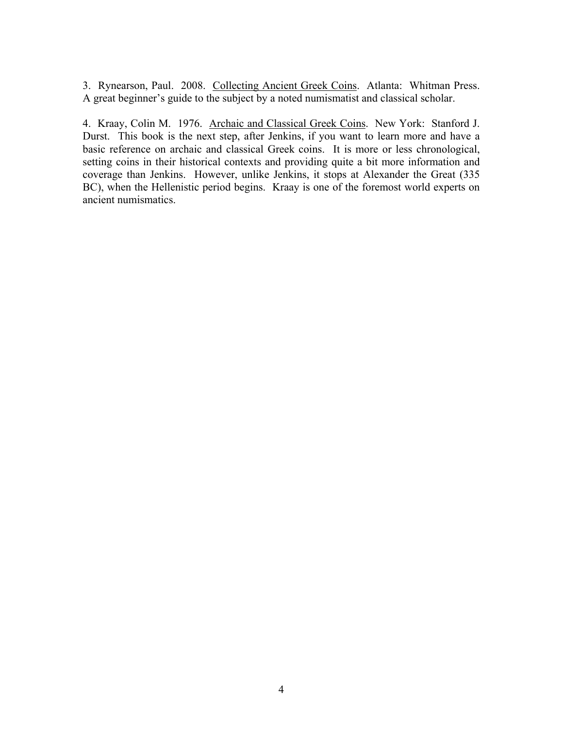3. Rynearson, Paul. 2008. <u>Collecting Ancient Greek Coins</u>. Atlanta: Whitman Press. A great beginner's guide to the subject by a noted numismatist and classical scholar.

4. Kraay, Colin M. 1976. <u>Archaic and Classical Greek Coins</u>. New York: Stanford J. Durst. This book is the next step, after Jenkins, if you want to learn more and have a basic reference on archaic and classical Greek coins. It is more or less chronological, setting coins in their historical contexts and providing quite a bit more information and coverage than Jenkins. However, unlike Jenkins, it stops at Alexander the Great (335 BC), when the Hellenistic period begins. Kraay is one of the foremost world experts on ancient numismatics.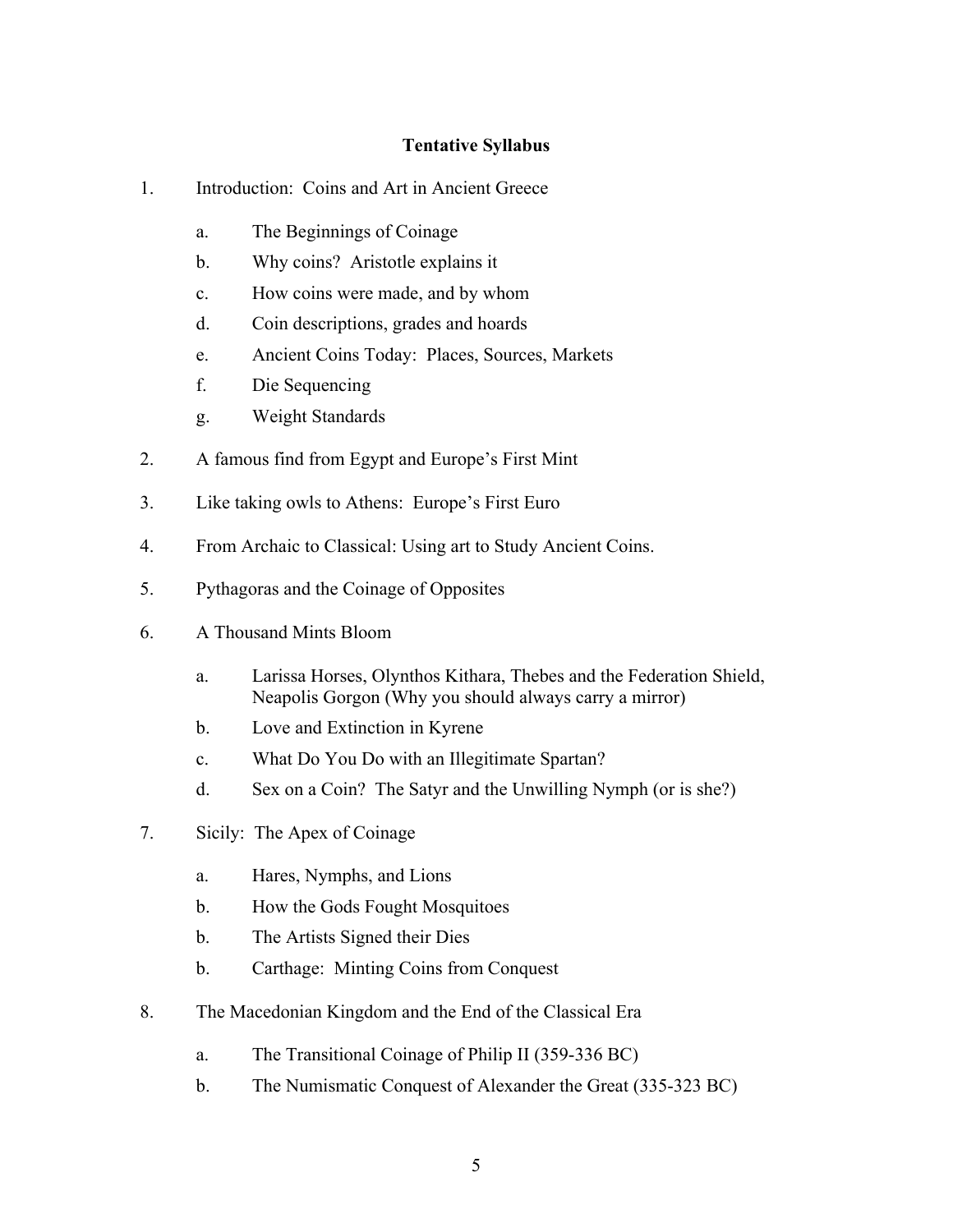**Tentative Syllabus**

1. Introduction: Coins and Art in Ancient Greece

    a. The Beginnings of Coinage

    b. Why coins? Aristotle explains it

    c. How coins were made, and by whom

    d. Coin descriptions, grades and hoards

    e. Ancient Coins Today: Places, Sources, Markets

    f. Die Sequencing

    g. Weight Standards

2. A famous find from Egypt and Europe's First Mint

3. Like taking owls to Athens: Europe's First Euro

4. From Archaic to Classical: Using art to Study Ancient Coins.

5. Pythagoras and the Coinage of Opposites

6. A Thousand Mints Bloom

    a. Larissa Horses, Olynthos Kithara, Thebes and the Federation Shield, Neapolis Gorgon (Why you should always carry a mirror)

    b. Love and Extinction in Kyrene

    c. What Do You Do with an Illegitimate Spartan?

    d. Sex on a Coin? The Satyr and the Unwilling Nymph (or is she?)

7. Sicily: The Apex of Coinage

    a. Hares, Nymphs, and Lions

    b. How the Gods Fought Mosquitoes

    b. The Artists Signed their Dies

    b. Carthage: Minting Coins from Conquest

8. The Macedonian Kingdom and the End of the Classical Era

    a. The Transitional Coinage of Philip II (359-336 BC)

    b. The Numismatic Conquest of Alexander the Great (335-323 BC)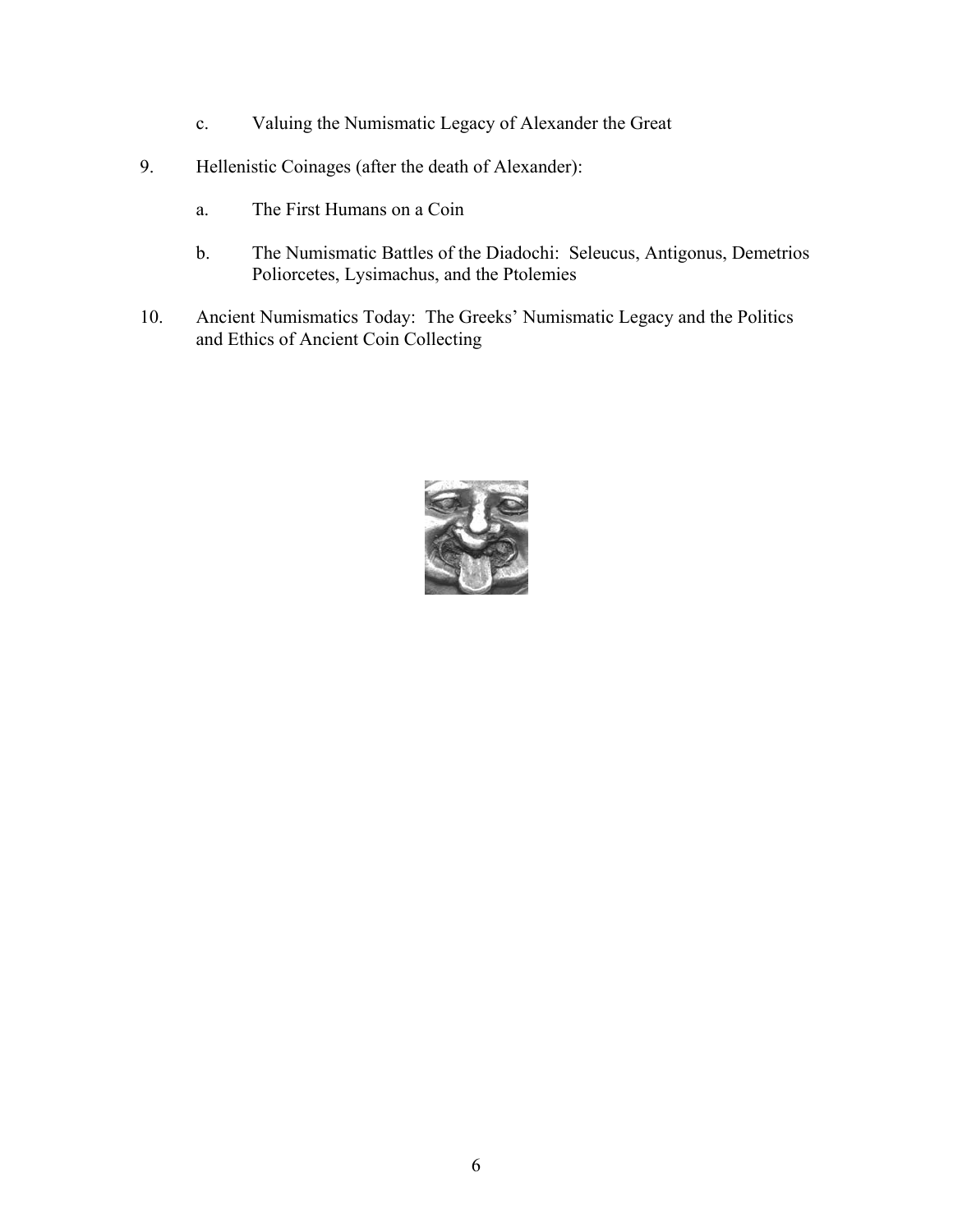c. Valuing the Numismatic Legacy of Alexander the Great

9. Hellenistic Coinages (after the death of Alexander):

   a. The First Humans on a Coin

   b. The Numismatic Battles of the Diadochi: Seleucus, Antigonus, Demetrios Poliorcetes, Lysimachus, and the Ptolemies

10. Ancient Numismatics Today: The Greeks' Numismatic Legacy and the Politics and Ethics of Ancient Coin Collecting